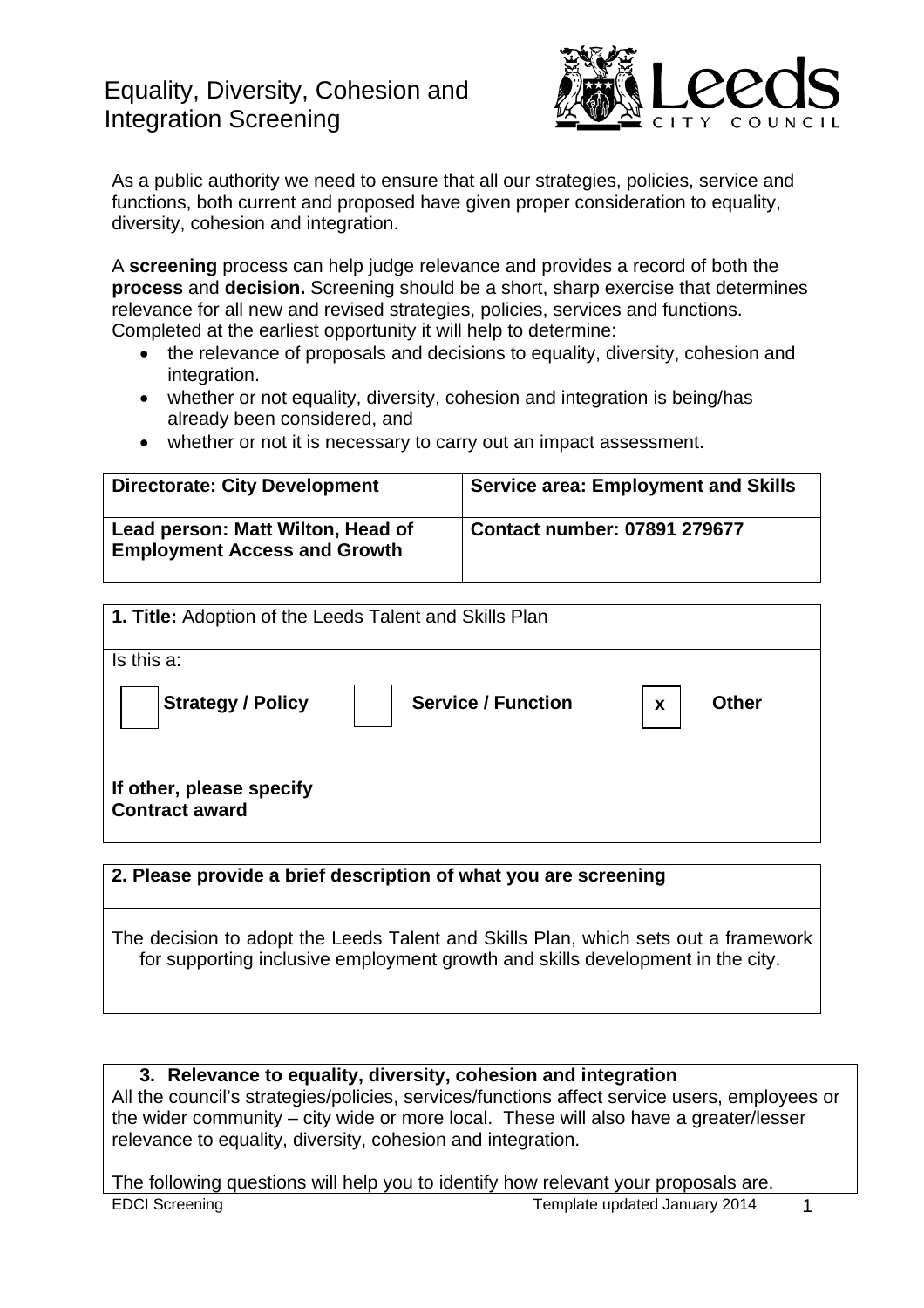# Equality, Diversity, Cohesion and Integration Screening

As a public authority we need to ensure that all our strategies, policies, service and functions, both current and proposed have given proper consideration to equality, diversity, cohesion and integration.

A **screening** process can help judge relevance and provides a record of both the **process** and **decision.** Screening should be a short, sharp exercise that determines relevance for all new and revised strategies, policies, services and functions. Completed at the earliest opportunity it will help to determine:

- the relevance of proposals and decisions to equality, diversity, cohesion and integration.
- whether or not equality, diversity, cohesion and integration is being/has already been considered, and
- whether or not it is necessary to carry out an impact assessment.

| **Directorate: City Development** | **Service area: Employment and Skills** |
|---|---|
| **Lead person: Matt Wilton, Head of Employment Access and Growth** | **Contact number: 07891 279677** |

**1. Title:** Adoption of the Leeds Talent and Skills Plan

Is this a:

| | | | | | |
|---|---|---|---|---|---|
| [ ] | **Strategy / Policy** | [ ] | **Service / Function** | [x] | **Other** |

**If other, please specify**
**Contract award**

**2. Please provide a brief description of what you are screening**

The decision to adopt the Leeds Talent and Skills Plan, which sets out a framework for supporting inclusive employment growth and skills development in the city.

**3. Relevance to equality, diversity, cohesion and integration**

All the council's strategies/policies, services/functions affect service users, employees or the wider community – city wide or more local. These will also have a greater/lesser relevance to equality, diversity, cohesion and integration.

The following questions will help you to identify how relevant your proposals are.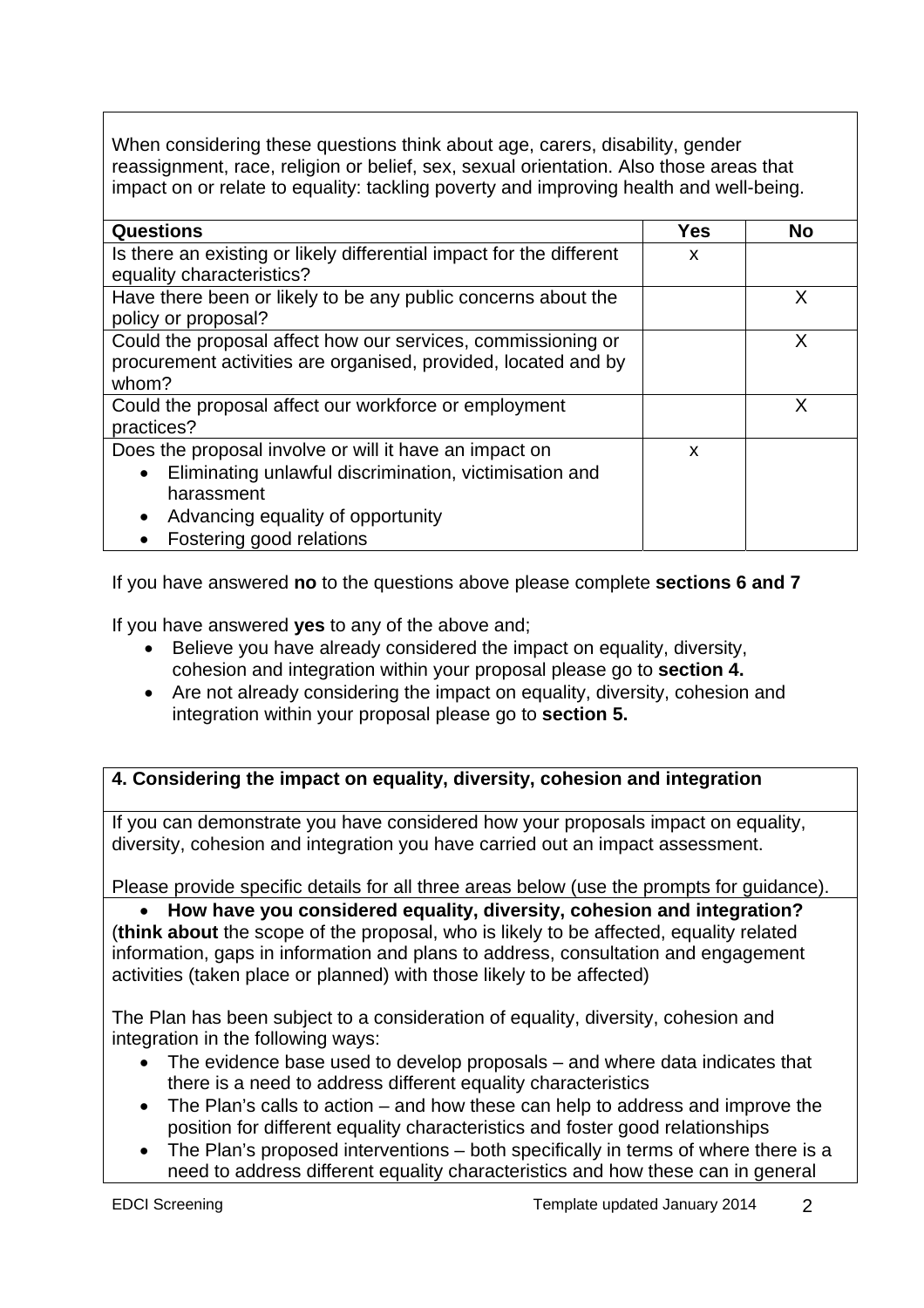When considering these questions think about age, carers, disability, gender reassignment, race, religion or belief, sex, sexual orientation. Also those areas that impact on or relate to equality: tackling poverty and improving health and well-being.

| Questions | Yes | No |
|---|---|---|
| Is there an existing or likely differential impact for the different equality characteristics? | x | |
| Have there been or likely to be any public concerns about the policy or proposal? | | X |
| Could the proposal affect how our services, commissioning or procurement activities are organised, provided, located and by whom? | | X |
| Could the proposal affect our workforce or employment practices? | | X |
| Does the proposal involve or will it have an impact on<br>• Eliminating unlawful discrimination, victimisation and harassment<br>• Advancing equality of opportunity<br>• Fostering good relations | x | |

If you have answered **no** to the questions above please complete **sections 6 and 7**

If you have answered **yes** to any of the above and;

- Believe you have already considered the impact on equality, diversity, cohesion and integration within your proposal please go to **section 4.**
- Are not already considering the impact on equality, diversity, cohesion and integration within your proposal please go to **section 5.**

## 4. Considering the impact on equality, diversity, cohesion and integration

If you can demonstrate you have considered how your proposals impact on equality, diversity, cohesion and integration you have carried out an impact assessment.

Please provide specific details for all three areas below (use the prompts for guidance).

- **How have you considered equality, diversity, cohesion and integration?**

(**think about** the scope of the proposal, who is likely to be affected, equality related information, gaps in information and plans to address, consultation and engagement activities (taken place or planned) with those likely to be affected)

The Plan has been subject to a consideration of equality, diversity, cohesion and integration in the following ways:

- The evidence base used to develop proposals – and where data indicates that there is a need to address different equality characteristics
- The Plan's calls to action – and how these can help to address and improve the position for different equality characteristics and foster good relationships
- The Plan's proposed interventions – both specifically in terms of where there is a need to address different equality characteristics and how these can in general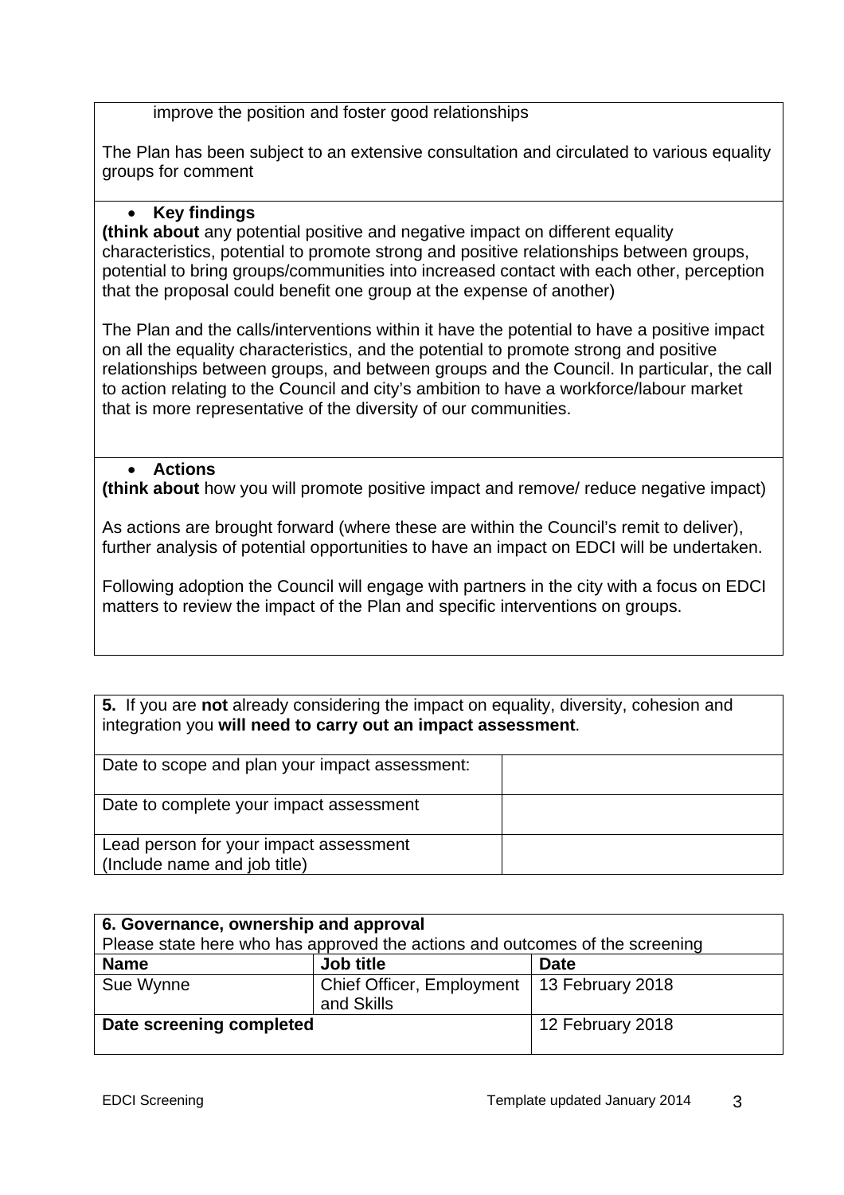improve the position and foster good relationships

The Plan has been subject to an extensive consultation and circulated to various equality groups for comment

- **Key findings**

**(think about** any potential positive and negative impact on different equality characteristics, potential to promote strong and positive relationships between groups, potential to bring groups/communities into increased contact with each other, perception that the proposal could benefit one group at the expense of another)

The Plan and the calls/interventions within it have the potential to have a positive impact on all the equality characteristics, and the potential to promote strong and positive relationships between groups, and between groups and the Council. In particular, the call to action relating to the Council and city's ambition to have a workforce/labour market that is more representative of the diversity of our communities.

- **Actions**

**(think about** how you will promote positive impact and remove/ reduce negative impact)

As actions are brought forward (where these are within the Council's remit to deliver), further analysis of potential opportunities to have an impact on EDCI will be undertaken.

Following adoption the Council will engage with partners in the city with a focus on EDCI matters to review the impact of the Plan and specific interventions on groups.

| **5.** If you are **not** already considering the impact on equality, diversity, cohesion and integration you **will need to carry out an impact assessment**. | |
|---|---|
| Date to scope and plan your impact assessment: | |
| Date to complete your impact assessment | |
| Lead person for your impact assessment (Include name and job title) | |

| **6. Governance, ownership and approval** Please state here who has approved the actions and outcomes of the screening | | |
|---|---|---|
| **Name** | **Job title** | **Date** |
| Sue Wynne | Chief Officer, Employment and Skills | 13 February 2018 |
| **Date screening completed** | | 12 February 2018 |

EDCI Screening — Template updated January 2014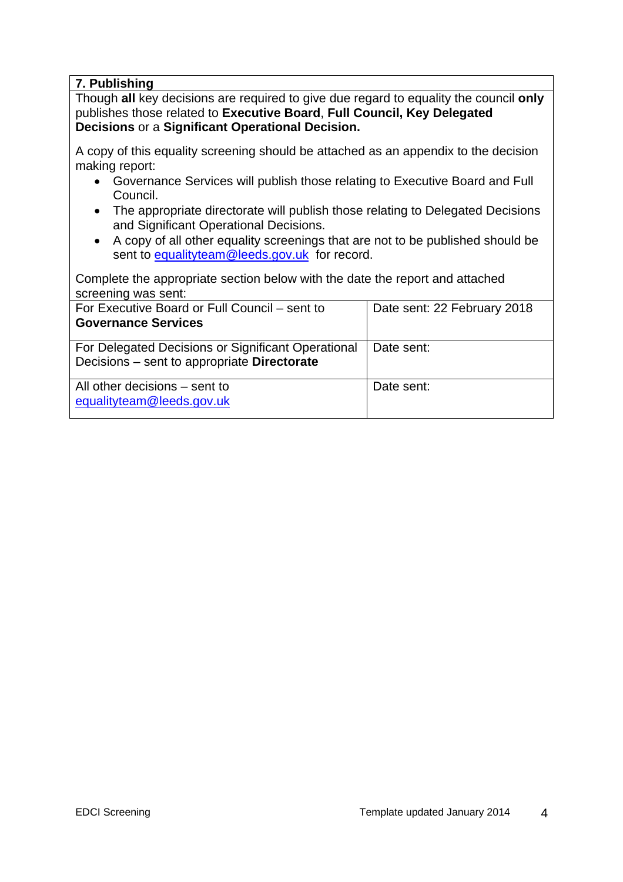## 7. Publishing

Though **all** key decisions are required to give due regard to equality the council **only** publishes those related to **Executive Board**, **Full Council, Key Delegated Decisions** or a **Significant Operational Decision.**

A copy of this equality screening should be attached as an appendix to the decision making report:

- Governance Services will publish those relating to Executive Board and Full Council.
- The appropriate directorate will publish those relating to Delegated Decisions and Significant Operational Decisions.
- A copy of all other equality screenings that are not to be published should be sent to equalityteam@leeds.gov.uk for record.

Complete the appropriate section below with the date the report and attached screening was sent:

| | |
|---|---|
| For Executive Board or Full Council – sent to **Governance Services** | Date sent: 22 February 2018 |
| For Delegated Decisions or Significant Operational Decisions – sent to appropriate **Directorate** | Date sent: |
| All other decisions – sent to equalityteam@leeds.gov.uk | Date sent: |